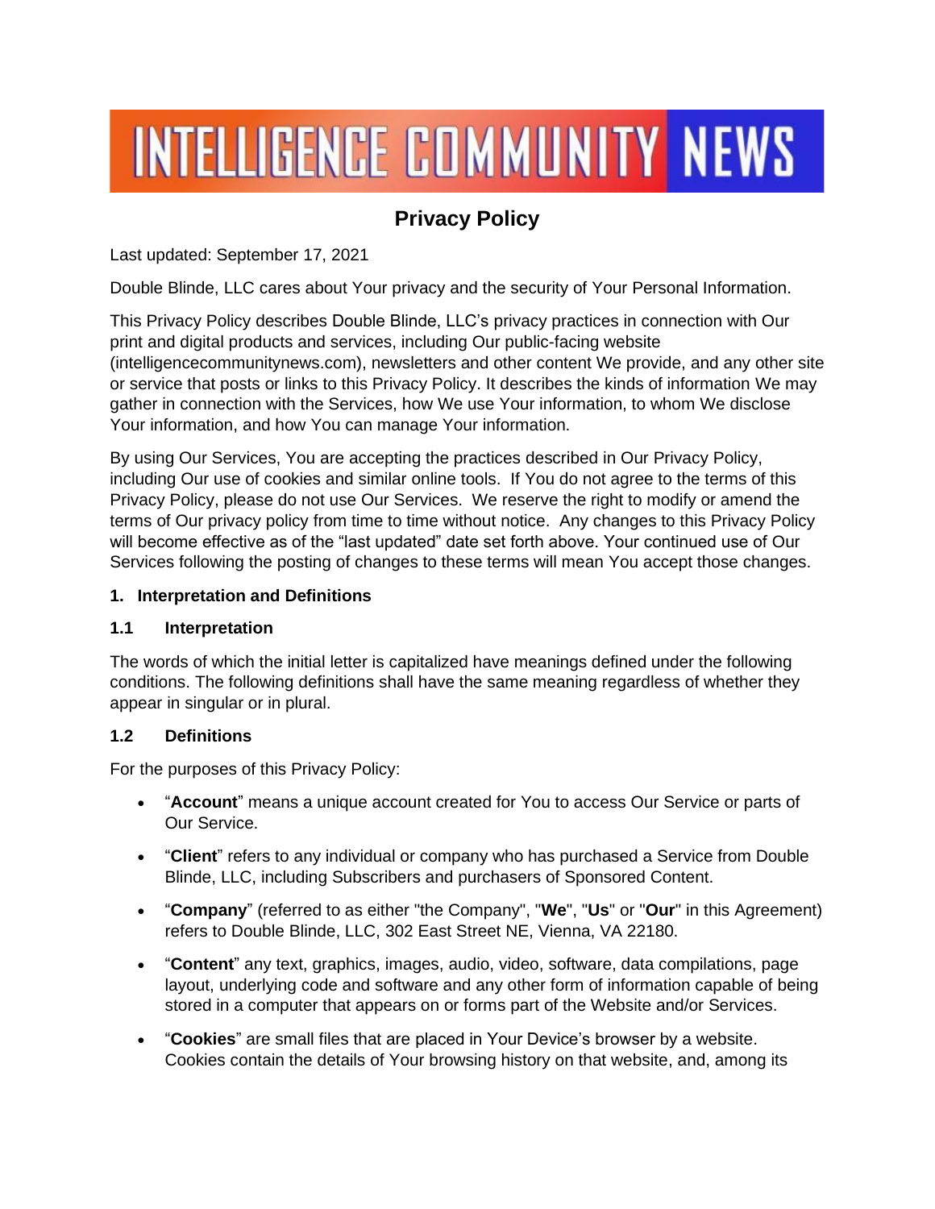# INTELLIGENCE COMMUNITY NEWS

## Privacy Policy

Last updated: September 17, 2021

Double Blinde, LLC cares about Your privacy and the security of Your Personal Information.

This Privacy Policy describes Double Blinde, LLC's privacy practices in connection with Our print and digital products and services, including Our public-facing website (intelligencecommunitynews.com), newsletters and other content We provide, and any other site or service that posts or links to this Privacy Policy. It describes the kinds of information We may gather in connection with the Services, how We use Your information, to whom We disclose Your information, and how You can manage Your information.

By using Our Services, You are accepting the practices described in Our Privacy Policy, including Our use of cookies and similar online tools. If You do not agree to the terms of this Privacy Policy, please do not use Our Services. We reserve the right to modify or amend the terms of Our privacy policy from time to time without notice. Any changes to this Privacy Policy will become effective as of the "last updated" date set forth above. Your continued use of Our Services following the posting of changes to these terms will mean You accept those changes.

### 1. Interpretation and Definitions

#### 1.1 Interpretation

The words of which the initial letter is capitalized have meanings defined under the following conditions. The following definitions shall have the same meaning regardless of whether they appear in singular or in plural.

#### 1.2 Definitions

For the purposes of this Privacy Policy:

- "**Account**" means a unique account created for You to access Our Service or parts of Our Service.
- "**Client**" refers to any individual or company who has purchased a Service from Double Blinde, LLC, including Subscribers and purchasers of Sponsored Content.
- "**Company**" (referred to as either "the Company", "**We**", "**Us**" or "**Our**" in this Agreement) refers to Double Blinde, LLC, 302 East Street NE, Vienna, VA 22180.
- "**Content**" any text, graphics, images, audio, video, software, data compilations, page layout, underlying code and software and any other form of information capable of being stored in a computer that appears on or forms part of the Website and/or Services.
- "**Cookies**" are small files that are placed in Your Device's browser by a website. Cookies contain the details of Your browsing history on that website, and, among its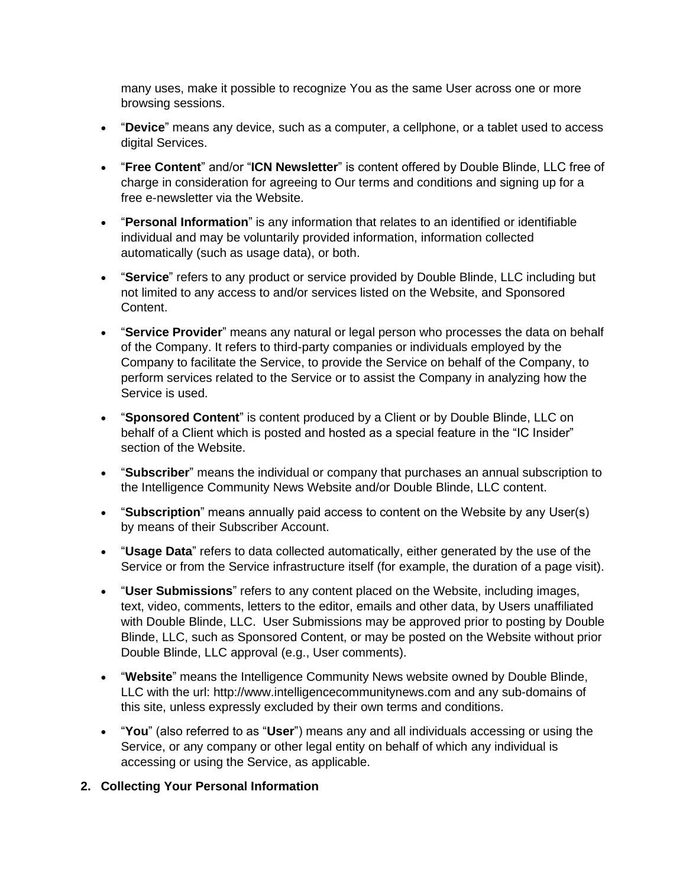many uses, make it possible to recognize You as the same User across one or more browsing sessions.

- "**Device**" means any device, such as a computer, a cellphone, or a tablet used to access digital Services.
- "**Free Content**" and/or "**ICN Newsletter**" is content offered by Double Blinde, LLC free of charge in consideration for agreeing to Our terms and conditions and signing up for a free e-newsletter via the Website.
- "**Personal Information**" is any information that relates to an identified or identifiable individual and may be voluntarily provided information, information collected automatically (such as usage data), or both.
- "**Service**" refers to any product or service provided by Double Blinde, LLC including but not limited to any access to and/or services listed on the Website, and Sponsored Content.
- "**Service Provider**" means any natural or legal person who processes the data on behalf of the Company. It refers to third-party companies or individuals employed by the Company to facilitate the Service, to provide the Service on behalf of the Company, to perform services related to the Service or to assist the Company in analyzing how the Service is used.
- "**Sponsored Content**" is content produced by a Client or by Double Blinde, LLC on behalf of a Client which is posted and hosted as a special feature in the "IC Insider" section of the Website.
- "**Subscriber**" means the individual or company that purchases an annual subscription to the Intelligence Community News Website and/or Double Blinde, LLC content.
- "**Subscription**" means annually paid access to content on the Website by any User(s) by means of their Subscriber Account.
- "**Usage Data**" refers to data collected automatically, either generated by the use of the Service or from the Service infrastructure itself (for example, the duration of a page visit).
- "**User Submissions**" refers to any content placed on the Website, including images, text, video, comments, letters to the editor, emails and other data, by Users unaffiliated with Double Blinde, LLC. User Submissions may be approved prior to posting by Double Blinde, LLC, such as Sponsored Content, or may be posted on the Website without prior Double Blinde, LLC approval (e.g., User comments).
- "**Website**" means the Intelligence Community News website owned by Double Blinde, LLC with the url: http://www.intelligencecommunitynews.com and any sub-domains of this site, unless expressly excluded by their own terms and conditions.
- "**You**" (also referred to as "**User**") means any and all individuals accessing or using the Service, or any company or other legal entity on behalf of which any individual is accessing or using the Service, as applicable.

## 2. Collecting Your Personal Information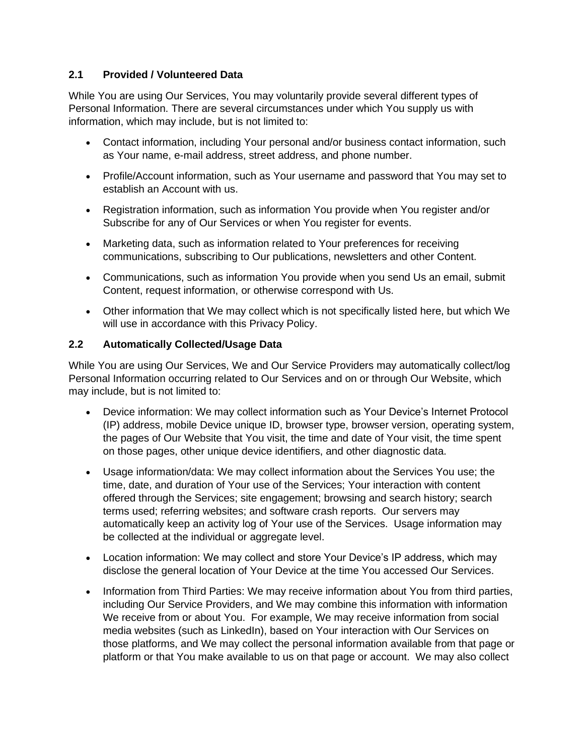### 2.1 Provided / Volunteered Data

While You are using Our Services, You may voluntarily provide several different types of Personal Information. There are several circumstances under which You supply us with information, which may include, but is not limited to:

- Contact information, including Your personal and/or business contact information, such as Your name, e-mail address, street address, and phone number.
- Profile/Account information, such as Your username and password that You may set to establish an Account with us.
- Registration information, such as information You provide when You register and/or Subscribe for any of Our Services or when You register for events.
- Marketing data, such as information related to Your preferences for receiving communications, subscribing to Our publications, newsletters and other Content.
- Communications, such as information You provide when you send Us an email, submit Content, request information, or otherwise correspond with Us.
- Other information that We may collect which is not specifically listed here, but which We will use in accordance with this Privacy Policy.

### 2.2 Automatically Collected/Usage Data

While You are using Our Services, We and Our Service Providers may automatically collect/log Personal Information occurring related to Our Services and on or through Our Website, which may include, but is not limited to:

- Device information: We may collect information such as Your Device's Internet Protocol (IP) address, mobile Device unique ID, browser type, browser version, operating system, the pages of Our Website that You visit, the time and date of Your visit, the time spent on those pages, other unique device identifiers, and other diagnostic data.
- Usage information/data: We may collect information about the Services You use; the time, date, and duration of Your use of the Services; Your interaction with content offered through the Services; site engagement; browsing and search history; search terms used; referring websites; and software crash reports. Our servers may automatically keep an activity log of Your use of the Services. Usage information may be collected at the individual or aggregate level.
- Location information: We may collect and store Your Device's IP address, which may disclose the general location of Your Device at the time You accessed Our Services.
- Information from Third Parties: We may receive information about You from third parties, including Our Service Providers, and We may combine this information with information We receive from or about You. For example, We may receive information from social media websites (such as LinkedIn), based on Your interaction with Our Services on those platforms, and We may collect the personal information available from that page or platform or that You make available to us on that page or account. We may also collect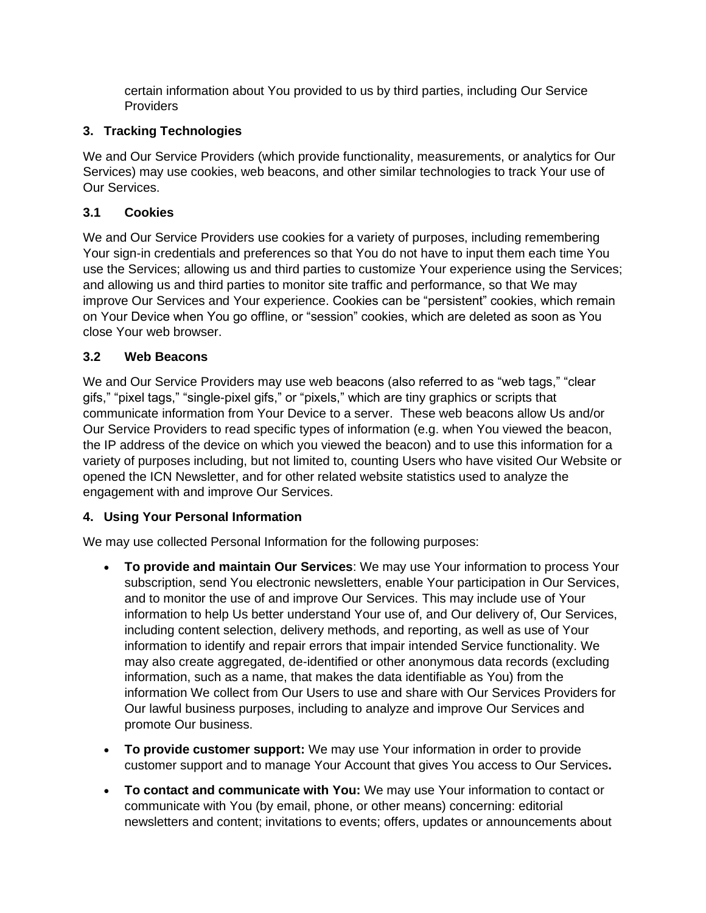certain information about You provided to us by third parties, including Our Service Providers

## 3. Tracking Technologies

We and Our Service Providers (which provide functionality, measurements, or analytics for Our Services) may use cookies, web beacons, and other similar technologies to track Your use of Our Services.

### 3.1 Cookies

We and Our Service Providers use cookies for a variety of purposes, including remembering Your sign-in credentials and preferences so that You do not have to input them each time You use the Services; allowing us and third parties to customize Your experience using the Services; and allowing us and third parties to monitor site traffic and performance, so that We may improve Our Services and Your experience. Cookies can be "persistent" cookies, which remain on Your Device when You go offline, or "session" cookies, which are deleted as soon as You close Your web browser.

### 3.2 Web Beacons

We and Our Service Providers may use web beacons (also referred to as "web tags," "clear gifs," "pixel tags," "single-pixel gifs," or "pixels," which are tiny graphics or scripts that communicate information from Your Device to a server. These web beacons allow Us and/or Our Service Providers to read specific types of information (e.g. when You viewed the beacon, the IP address of the device on which you viewed the beacon) and to use this information for a variety of purposes including, but not limited to, counting Users who have visited Our Website or opened the ICN Newsletter, and for other related website statistics used to analyze the engagement with and improve Our Services.

## 4. Using Your Personal Information

We may use collected Personal Information for the following purposes:

- **To provide and maintain Our Services**: We may use Your information to process Your subscription, send You electronic newsletters, enable Your participation in Our Services, and to monitor the use of and improve Our Services. This may include use of Your information to help Us better understand Your use of, and Our delivery of, Our Services, including content selection, delivery methods, and reporting, as well as use of Your information to identify and repair errors that impair intended Service functionality. We may also create aggregated, de-identified or other anonymous data records (excluding information, such as a name, that makes the data identifiable as You) from the information We collect from Our Users to use and share with Our Services Providers for Our lawful business purposes, including to analyze and improve Our Services and promote Our business.
- **To provide customer support:** We may use Your information in order to provide customer support and to manage Your Account that gives You access to Our Services**.**
- **To contact and communicate with You:** We may use Your information to contact or communicate with You (by email, phone, or other means) concerning: editorial newsletters and content; invitations to events; offers, updates or announcements about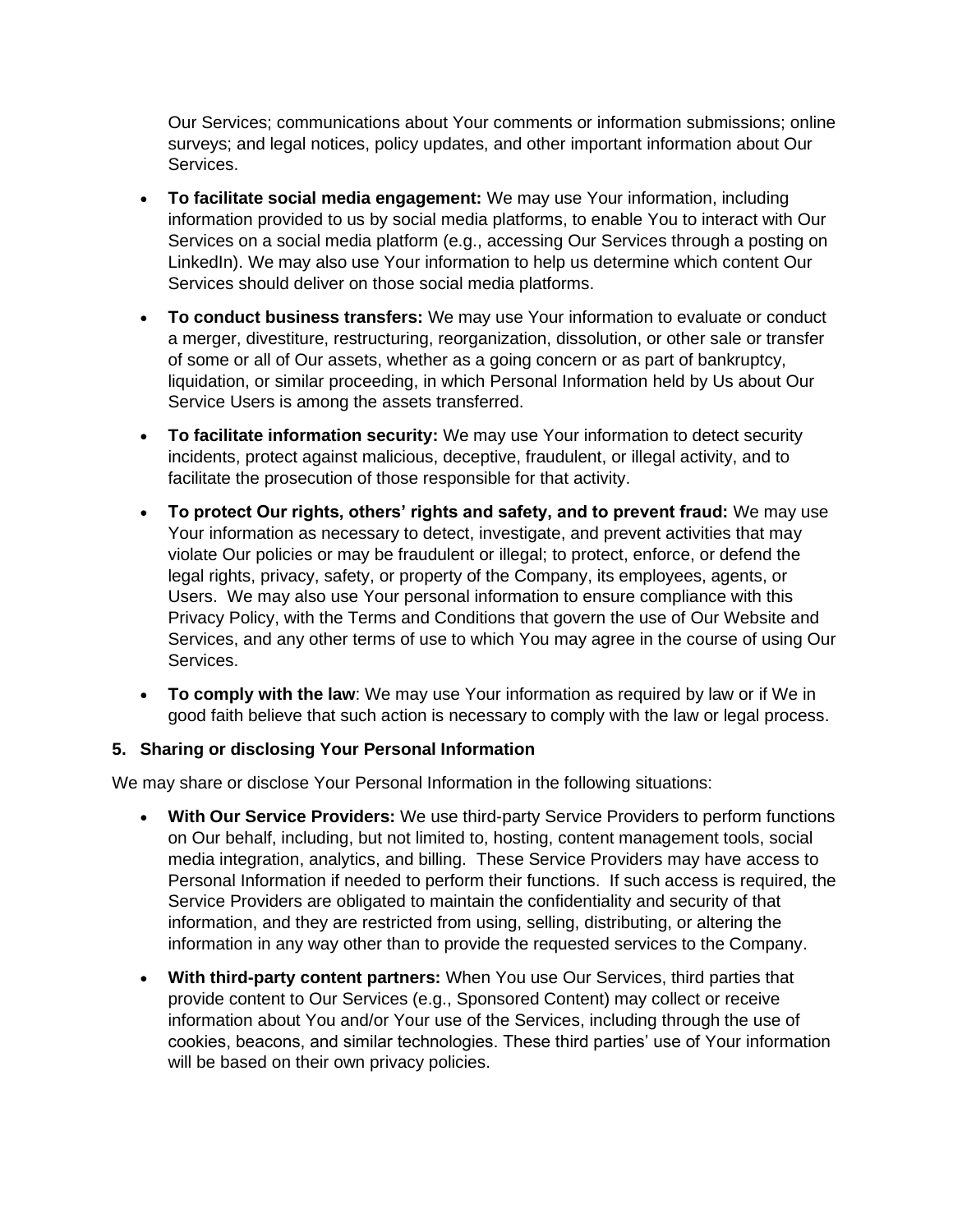Our Services; communications about Your comments or information submissions; online surveys; and legal notices, policy updates, and other important information about Our Services.

- **To facilitate social media engagement:** We may use Your information, including information provided to us by social media platforms, to enable You to interact with Our Services on a social media platform (e.g., accessing Our Services through a posting on LinkedIn). We may also use Your information to help us determine which content Our Services should deliver on those social media platforms.

- **To conduct business transfers:** We may use Your information to evaluate or conduct a merger, divestiture, restructuring, reorganization, dissolution, or other sale or transfer of some or all of Our assets, whether as a going concern or as part of bankruptcy, liquidation, or similar proceeding, in which Personal Information held by Us about Our Service Users is among the assets transferred.

- **To facilitate information security:** We may use Your information to detect security incidents, protect against malicious, deceptive, fraudulent, or illegal activity, and to facilitate the prosecution of those responsible for that activity.

- **To protect Our rights, others' rights and safety, and to prevent fraud:** We may use Your information as necessary to detect, investigate, and prevent activities that may violate Our policies or may be fraudulent or illegal; to protect, enforce, or defend the legal rights, privacy, safety, or property of the Company, its employees, agents, or Users. We may also use Your personal information to ensure compliance with this Privacy Policy, with the Terms and Conditions that govern the use of Our Website and Services, and any other terms of use to which You may agree in the course of using Our Services.

- **To comply with the law**: We may use Your information as required by law or if We in good faith believe that such action is necessary to comply with the law or legal process.

### 5. Sharing or disclosing Your Personal Information

We may share or disclose Your Personal Information in the following situations:

- **With Our Service Providers:** We use third-party Service Providers to perform functions on Our behalf, including, but not limited to, hosting, content management tools, social media integration, analytics, and billing. These Service Providers may have access to Personal Information if needed to perform their functions. If such access is required, the Service Providers are obligated to maintain the confidentiality and security of that information, and they are restricted from using, selling, distributing, or altering the information in any way other than to provide the requested services to the Company.

- **With third-party content partners:** When You use Our Services, third parties that provide content to Our Services (e.g., Sponsored Content) may collect or receive information about You and/or Your use of the Services, including through the use of cookies, beacons, and similar technologies. These third parties' use of Your information will be based on their own privacy policies.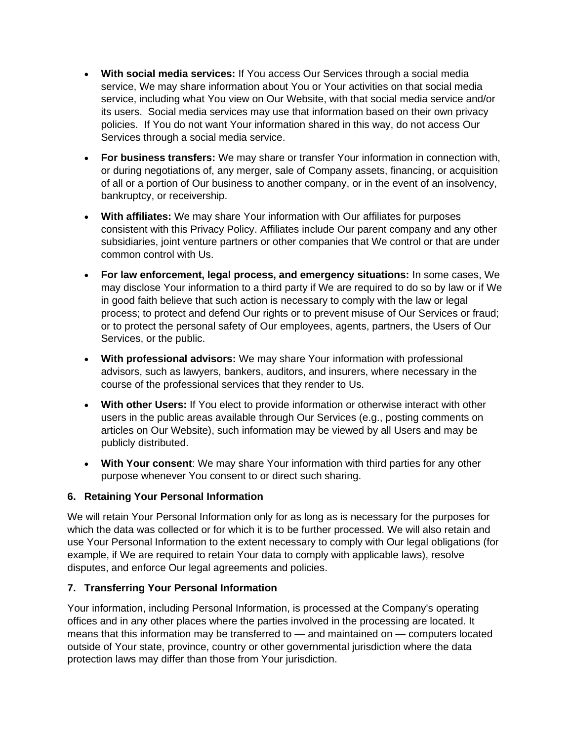- **With social media services:** If You access Our Services through a social media service, We may share information about You or Your activities on that social media service, including what You view on Our Website, with that social media service and/or its users. Social media services may use that information based on their own privacy policies. If You do not want Your information shared in this way, do not access Our Services through a social media service.

- **For business transfers:** We may share or transfer Your information in connection with, or during negotiations of, any merger, sale of Company assets, financing, or acquisition of all or a portion of Our business to another company, or in the event of an insolvency, bankruptcy, or receivership.

- **With affiliates:** We may share Your information with Our affiliates for purposes consistent with this Privacy Policy. Affiliates include Our parent company and any other subsidiaries, joint venture partners or other companies that We control or that are under common control with Us.

- **For law enforcement, legal process, and emergency situations:** In some cases, We may disclose Your information to a third party if We are required to do so by law or if We in good faith believe that such action is necessary to comply with the law or legal process; to protect and defend Our rights or to prevent misuse of Our Services or fraud; or to protect the personal safety of Our employees, agents, partners, the Users of Our Services, or the public.

- **With professional advisors:** We may share Your information with professional advisors, such as lawyers, bankers, auditors, and insurers, where necessary in the course of the professional services that they render to Us.

- **With other Users:** If You elect to provide information or otherwise interact with other users in the public areas available through Our Services (e.g., posting comments on articles on Our Website), such information may be viewed by all Users and may be publicly distributed.

- **With Your consent**: We may share Your information with third parties for any other purpose whenever You consent to or direct such sharing.

### 6. Retaining Your Personal Information

We will retain Your Personal Information only for as long as is necessary for the purposes for which the data was collected or for which it is to be further processed. We will also retain and use Your Personal Information to the extent necessary to comply with Our legal obligations (for example, if We are required to retain Your data to comply with applicable laws), resolve disputes, and enforce Our legal agreements and policies.

### 7. Transferring Your Personal Information

Your information, including Personal Information, is processed at the Company's operating offices and in any other places where the parties involved in the processing are located. It means that this information may be transferred to — and maintained on — computers located outside of Your state, province, country or other governmental jurisdiction where the data protection laws may differ than those from Your jurisdiction.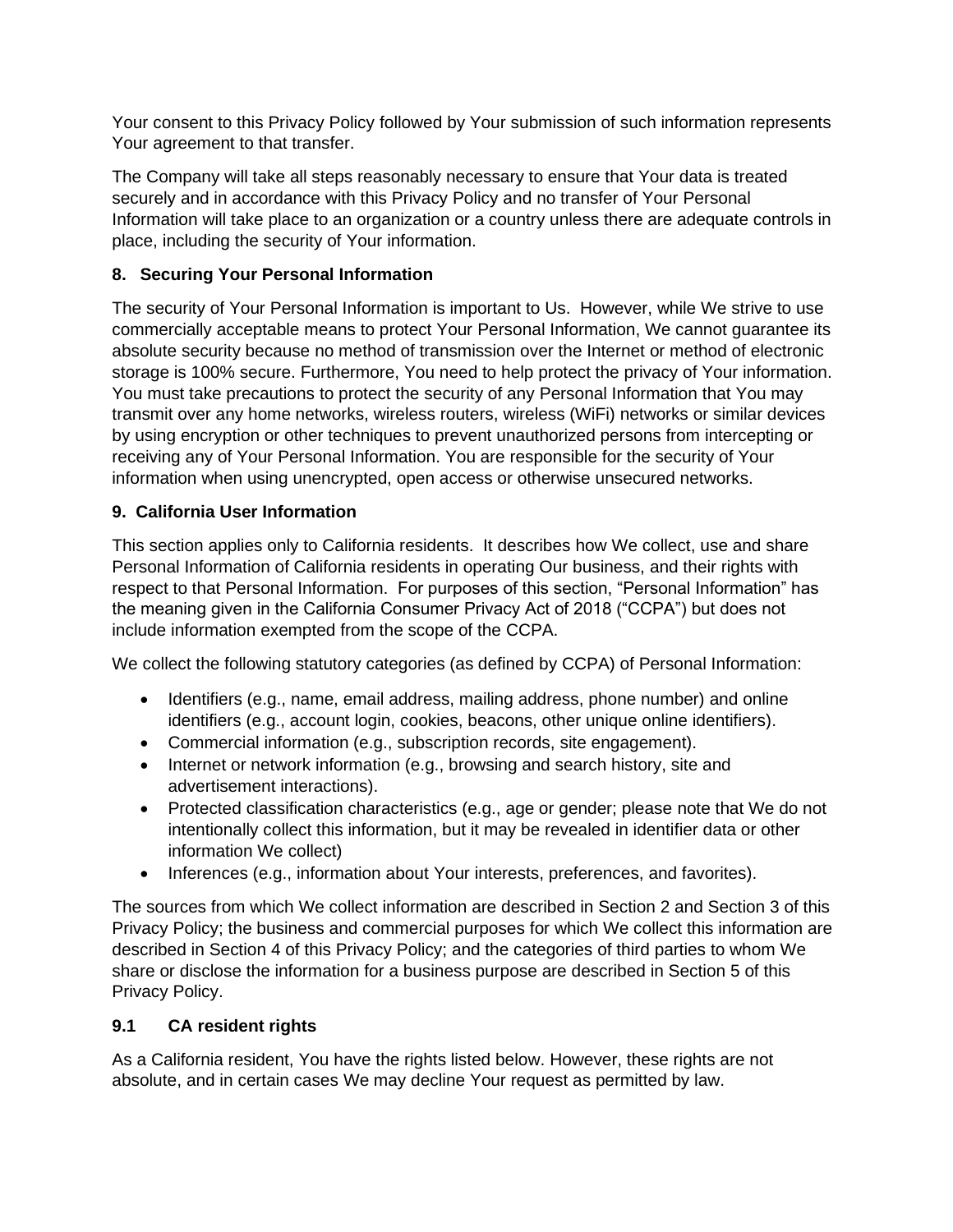Your consent to this Privacy Policy followed by Your submission of such information represents Your agreement to that transfer.

The Company will take all steps reasonably necessary to ensure that Your data is treated securely and in accordance with this Privacy Policy and no transfer of Your Personal Information will take place to an organization or a country unless there are adequate controls in place, including the security of Your information.

## 8. Securing Your Personal Information

The security of Your Personal Information is important to Us. However, while We strive to use commercially acceptable means to protect Your Personal Information, We cannot guarantee its absolute security because no method of transmission over the Internet or method of electronic storage is 100% secure. Furthermore, You need to help protect the privacy of Your information. You must take precautions to protect the security of any Personal Information that You may transmit over any home networks, wireless routers, wireless (WiFi) networks or similar devices by using encryption or other techniques to prevent unauthorized persons from intercepting or receiving any of Your Personal Information. You are responsible for the security of Your information when using unencrypted, open access or otherwise unsecured networks.

## 9. California User Information

This section applies only to California residents. It describes how We collect, use and share Personal Information of California residents in operating Our business, and their rights with respect to that Personal Information. For purposes of this section, "Personal Information" has the meaning given in the California Consumer Privacy Act of 2018 ("CCPA") but does not include information exempted from the scope of the CCPA.

We collect the following statutory categories (as defined by CCPA) of Personal Information:

- Identifiers (e.g., name, email address, mailing address, phone number) and online identifiers (e.g., account login, cookies, beacons, other unique online identifiers).
- Commercial information (e.g., subscription records, site engagement).
- Internet or network information (e.g., browsing and search history, site and advertisement interactions).
- Protected classification characteristics (e.g., age or gender; please note that We do not intentionally collect this information, but it may be revealed in identifier data or other information We collect)
- Inferences (e.g., information about Your interests, preferences, and favorites).

The sources from which We collect information are described in Section 2 and Section 3 of this Privacy Policy; the business and commercial purposes for which We collect this information are described in Section 4 of this Privacy Policy; and the categories of third parties to whom We share or disclose the information for a business purpose are described in Section 5 of this Privacy Policy.

### 9.1 CA resident rights

As a California resident, You have the rights listed below. However, these rights are not absolute, and in certain cases We may decline Your request as permitted by law.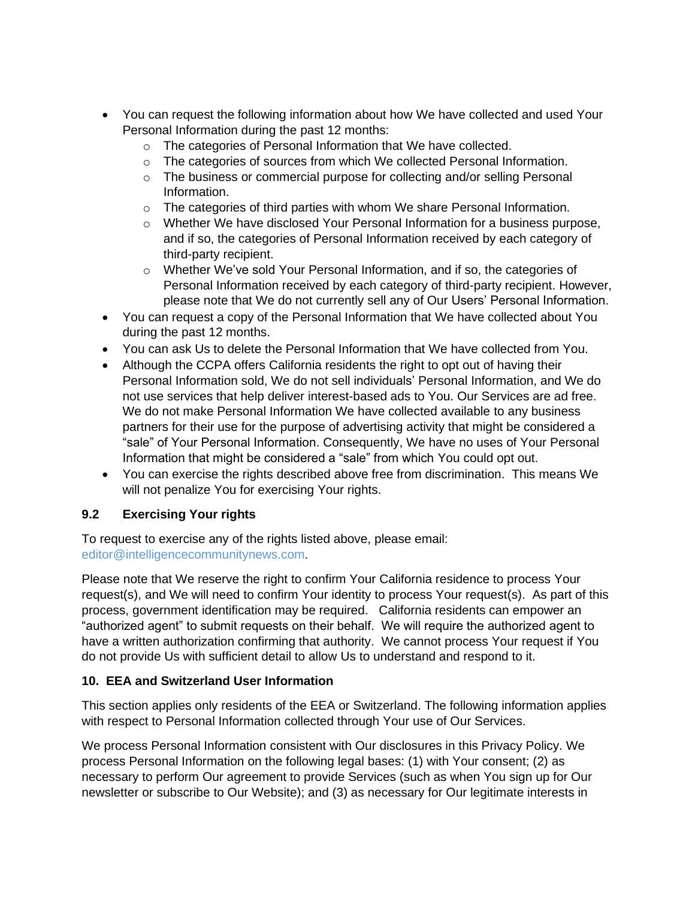- You can request the following information about how We have collected and used Your Personal Information during the past 12 months:
    - The categories of Personal Information that We have collected.
    - The categories of sources from which We collected Personal Information.
    - The business or commercial purpose for collecting and/or selling Personal Information.
    - The categories of third parties with whom We share Personal Information.
    - Whether We have disclosed Your Personal Information for a business purpose, and if so, the categories of Personal Information received by each category of third-party recipient.
    - Whether We've sold Your Personal Information, and if so, the categories of Personal Information received by each category of third-party recipient. However, please note that We do not currently sell any of Our Users' Personal Information.
- You can request a copy of the Personal Information that We have collected about You during the past 12 months.
- You can ask Us to delete the Personal Information that We have collected from You.
- Although the CCPA offers California residents the right to opt out of having their Personal Information sold, We do not sell individuals' Personal Information, and We do not use services that help deliver interest-based ads to You. Our Services are ad free. We do not make Personal Information We have collected available to any business partners for their use for the purpose of advertising activity that might be considered a "sale" of Your Personal Information. Consequently, We have no uses of Your Personal Information that might be considered a "sale" from which You could opt out.
- You can exercise the rights described above free from discrimination. This means We will not penalize You for exercising Your rights.

### 9.2 Exercising Your rights

To request to exercise any of the rights listed above, please email: editor@intelligencecommunitynews.com.

Please note that We reserve the right to confirm Your California residence to process Your request(s), and We will need to confirm Your identity to process Your request(s). As part of this process, government identification may be required. California residents can empower an "authorized agent" to submit requests on their behalf. We will require the authorized agent to have a written authorization confirming that authority. We cannot process Your request if You do not provide Us with sufficient detail to allow Us to understand and respond to it.

## 10. EEA and Switzerland User Information

This section applies only residents of the EEA or Switzerland. The following information applies with respect to Personal Information collected through Your use of Our Services.

We process Personal Information consistent with Our disclosures in this Privacy Policy. We process Personal Information on the following legal bases: (1) with Your consent; (2) as necessary to perform Our agreement to provide Services (such as when You sign up for Our newsletter or subscribe to Our Website); and (3) as necessary for Our legitimate interests in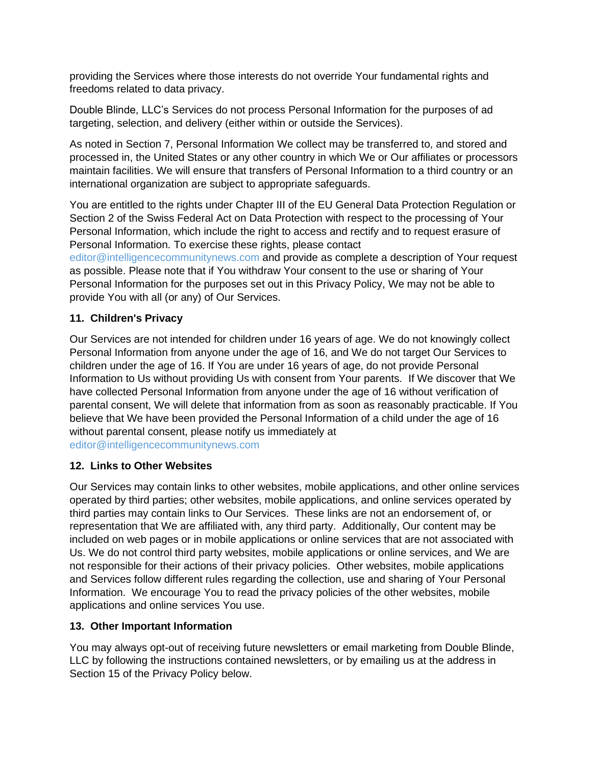providing the Services where those interests do not override Your fundamental rights and freedoms related to data privacy.

Double Blinde, LLC's Services do not process Personal Information for the purposes of ad targeting, selection, and delivery (either within or outside the Services).

As noted in Section 7, Personal Information We collect may be transferred to, and stored and processed in, the United States or any other country in which We or Our affiliates or processors maintain facilities. We will ensure that transfers of Personal Information to a third country or an international organization are subject to appropriate safeguards.

You are entitled to the rights under Chapter III of the EU General Data Protection Regulation or Section 2 of the Swiss Federal Act on Data Protection with respect to the processing of Your Personal Information, which include the right to access and rectify and to request erasure of Personal Information. To exercise these rights, please contact editor@intelligencecommunitynews.com and provide as complete a description of Your request as possible. Please note that if You withdraw Your consent to the use or sharing of Your Personal Information for the purposes set out in this Privacy Policy, We may not be able to provide You with all (or any) of Our Services.

**11. Children's Privacy**

Our Services are not intended for children under 16 years of age. We do not knowingly collect Personal Information from anyone under the age of 16, and We do not target Our Services to children under the age of 16. If You are under 16 years of age, do not provide Personal Information to Us without providing Us with consent from Your parents. If We discover that We have collected Personal Information from anyone under the age of 16 without verification of parental consent, We will delete that information from as soon as reasonably practicable. If You believe that We have been provided the Personal Information of a child under the age of 16 without parental consent, please notify us immediately at editor@intelligencecommunitynews.com

**12. Links to Other Websites**

Our Services may contain links to other websites, mobile applications, and other online services operated by third parties; other websites, mobile applications, and online services operated by third parties may contain links to Our Services. These links are not an endorsement of, or representation that We are affiliated with, any third party. Additionally, Our content may be included on web pages or in mobile applications or online services that are not associated with Us. We do not control third party websites, mobile applications or online services, and We are not responsible for their actions of their privacy policies. Other websites, mobile applications and Services follow different rules regarding the collection, use and sharing of Your Personal Information. We encourage You to read the privacy policies of the other websites, mobile applications and online services You use.

**13. Other Important Information**

You may always opt-out of receiving future newsletters or email marketing from Double Blinde, LLC by following the instructions contained newsletters, or by emailing us at the address in Section 15 of the Privacy Policy below.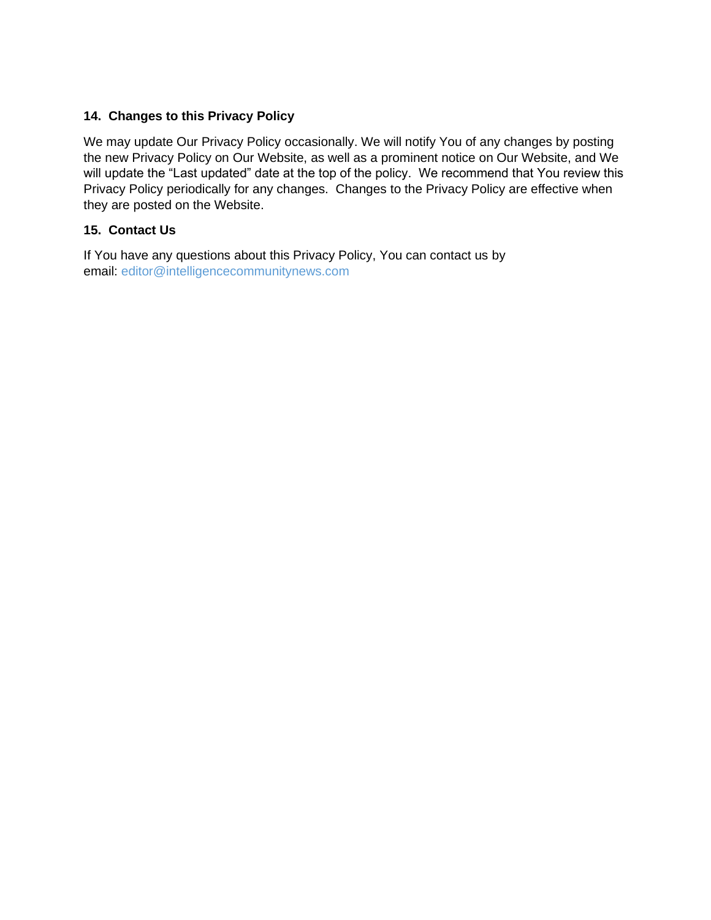## 14. Changes to this Privacy Policy

We may update Our Privacy Policy occasionally. We will notify You of any changes by posting the new Privacy Policy on Our Website, as well as a prominent notice on Our Website, and We will update the "Last updated" date at the top of the policy. We recommend that You review this Privacy Policy periodically for any changes. Changes to the Privacy Policy are effective when they are posted on the Website.

## 15. Contact Us

If You have any questions about this Privacy Policy, You can contact us by email: editor@intelligencecommunitynews.com